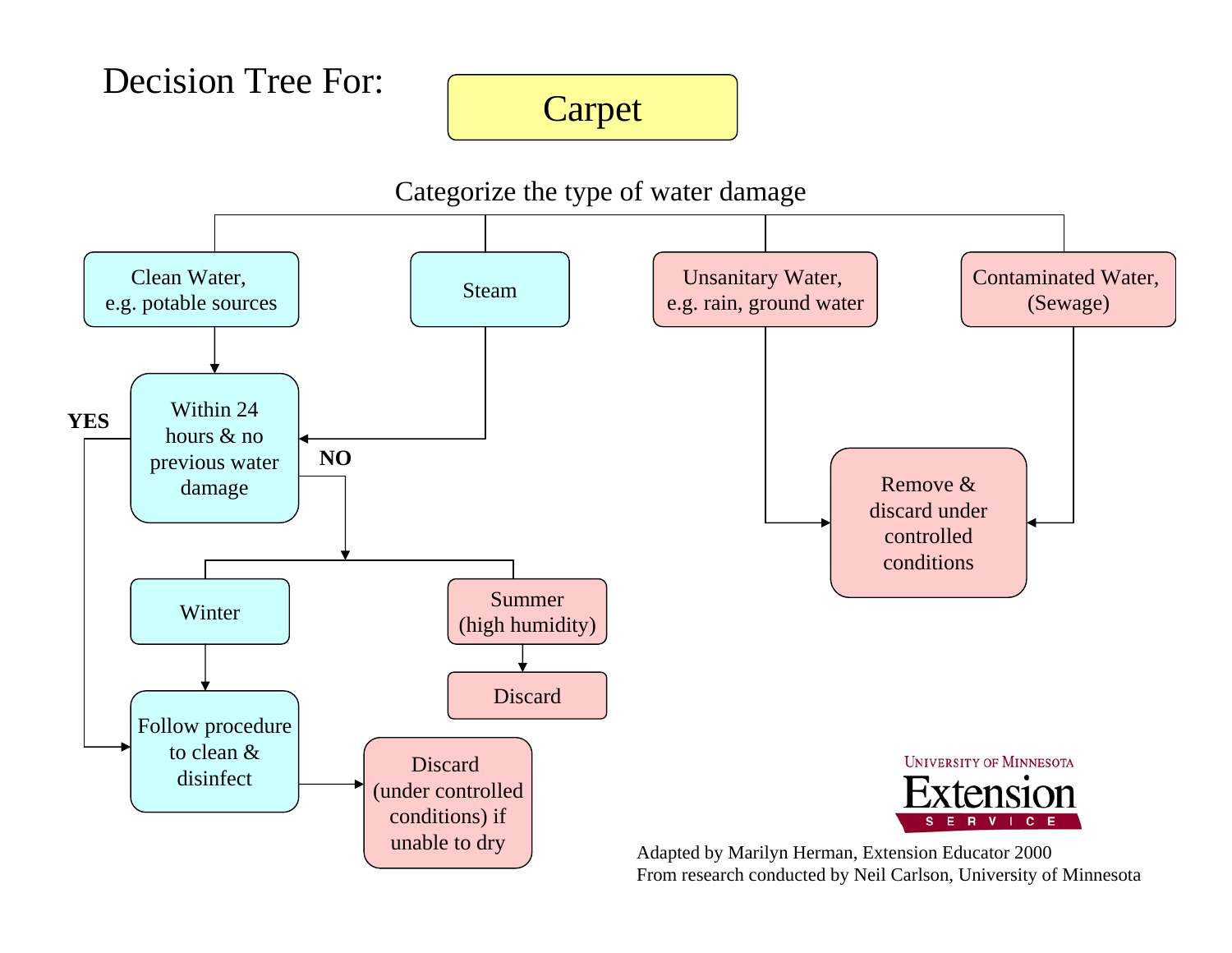# Decision Tree For: Carpet

Categorize the type of water damage

- **Clean Water, e.g. potable sources**
  - Within 24 hours & no previous water damage
    - **YES** → Follow procedure to clean & disinfect
      - → Discard (under controlled conditions) if unable to dry
    - **NO**
      - Winter → Follow procedure to clean & disinfect
        - → Discard (under controlled conditions) if unable to dry
      - Summer (high humidity) → Discard
- **Steam**
  - → Within 24 hours & no previous water damage (see above)
- **Unsanitary Water, e.g. rain, ground water**
  - → Remove & discard under controlled conditions
- **Contaminated Water, (Sewage)**
  - → Remove & discard under controlled conditions

University of Minnesota Extension Service

Adapted by Marilyn Herman, Extension Educator 2000
From research conducted by Neil Carlson, University of Minnesota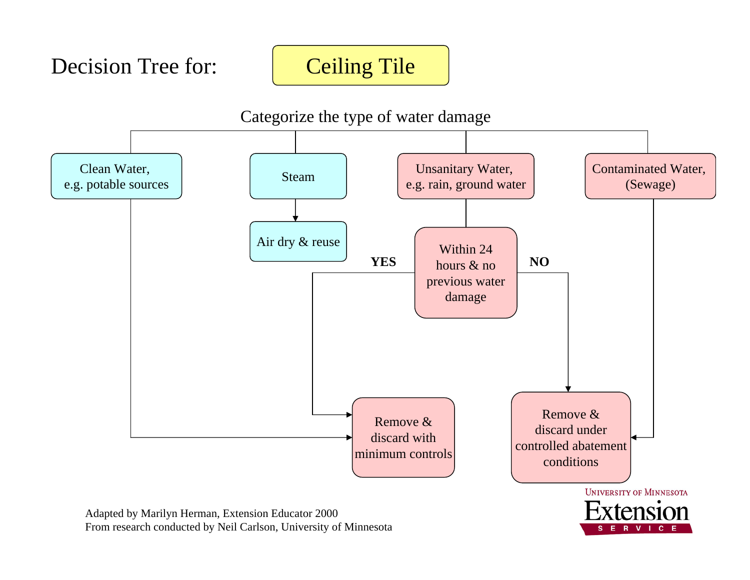# Decision Tree for: Ceiling Tile

Categorize the type of water damage

- **Clean Water, e.g. potable sources** → Remove & discard with minimum controls
- **Steam** → Air dry & reuse
- **Unsanitary Water, e.g. rain, ground water** → Within 24 hours & no previous water damage
  - **YES** → Remove & discard with minimum controls
  - **NO** → Remove & discard under controlled abatement conditions
- **Contaminated Water, (Sewage)** → Remove & discard under controlled abatement conditions

Adapted by Marilyn Herman, Extension Educator 2000
From research conducted by Neil Carlson, University of Minnesota

University of Minnesota Extension Service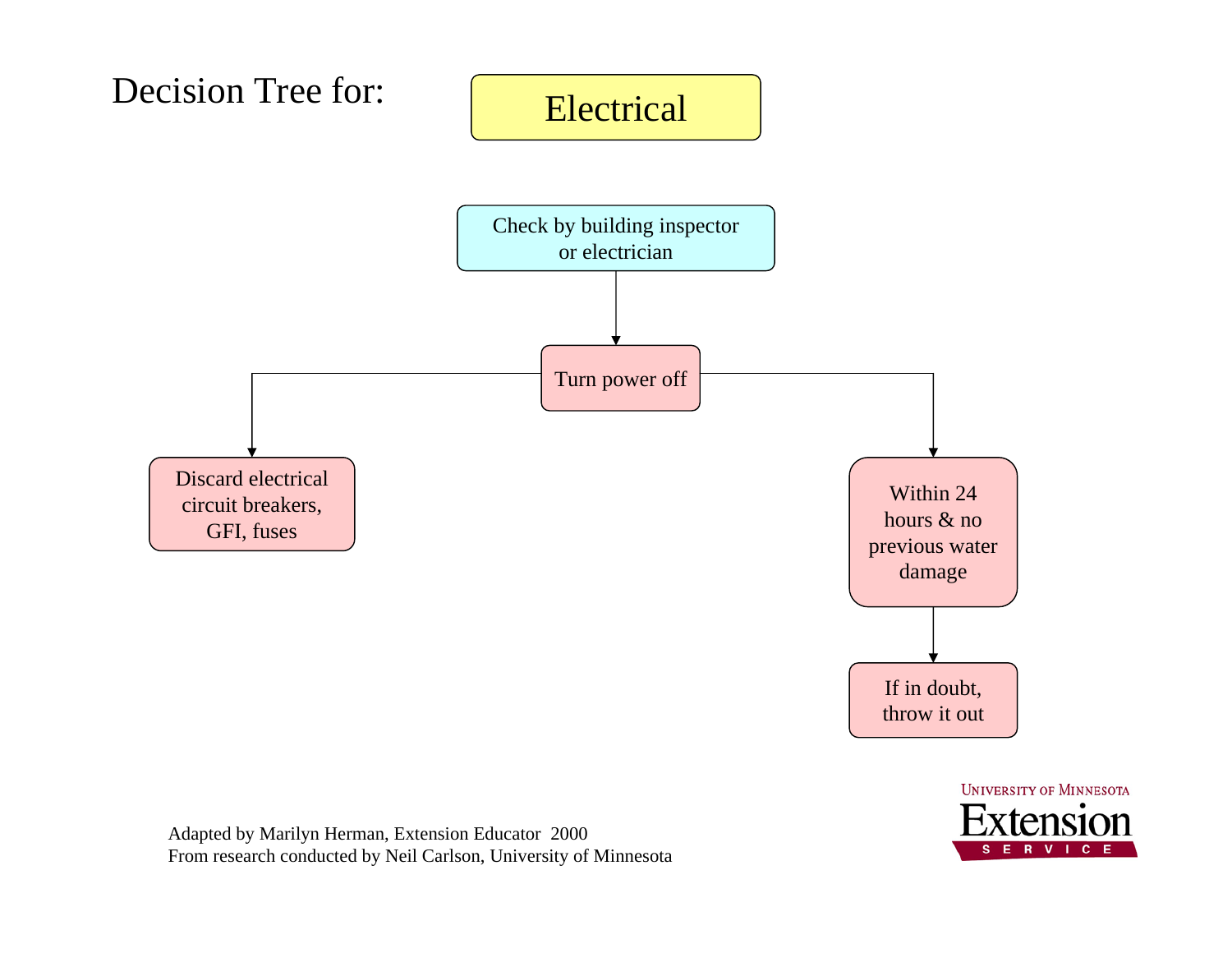# Decision Tree for: Electrical

Check by building inspector or electrician

↓

Turn power off

- → Discard electrical circuit breakers, GFI, fuses
- → Within 24 hours & no previous water damage
  - → If in doubt, throw it out

Adapted by Marilyn Herman, Extension Educator 2000
From research conducted by Neil Carlson, University of Minnesota

University of Minnesota Extension Service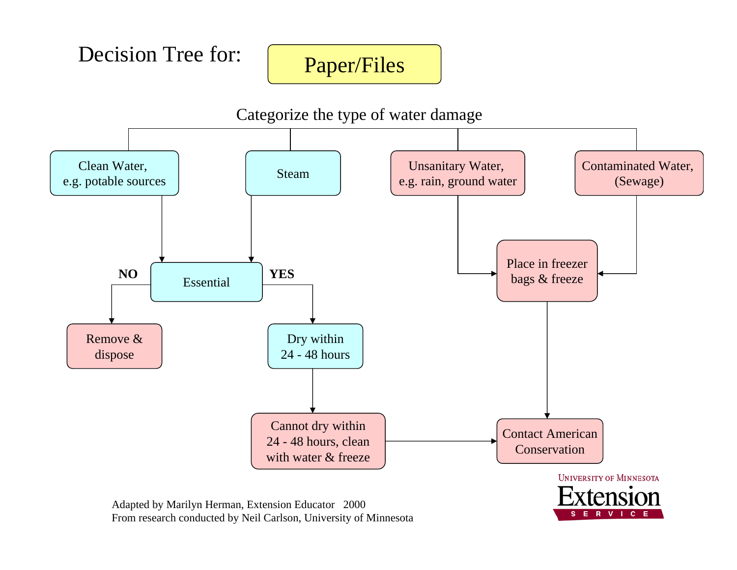# Decision Tree for: Paper/Files

Categorize the type of water damage

- Clean Water, e.g. potable sources → Essential
- Steam → Essential
  - Essential — **NO** → Remove & dispose
  - Essential — **YES** → Dry within 24 - 48 hours → Cannot dry within 24 - 48 hours, clean with water & freeze → Contact American Conservation
- Unsanitary Water, e.g. rain, ground water → Place in freezer bags & freeze → Contact American Conservation
- Contaminated Water, (Sewage) → Place in freezer bags & freeze → Contact American Conservation

Adapted by Marilyn Herman, Extension Educator 2000
From research conducted by Neil Carlson, University of Minnesota

University of Minnesota Extension Service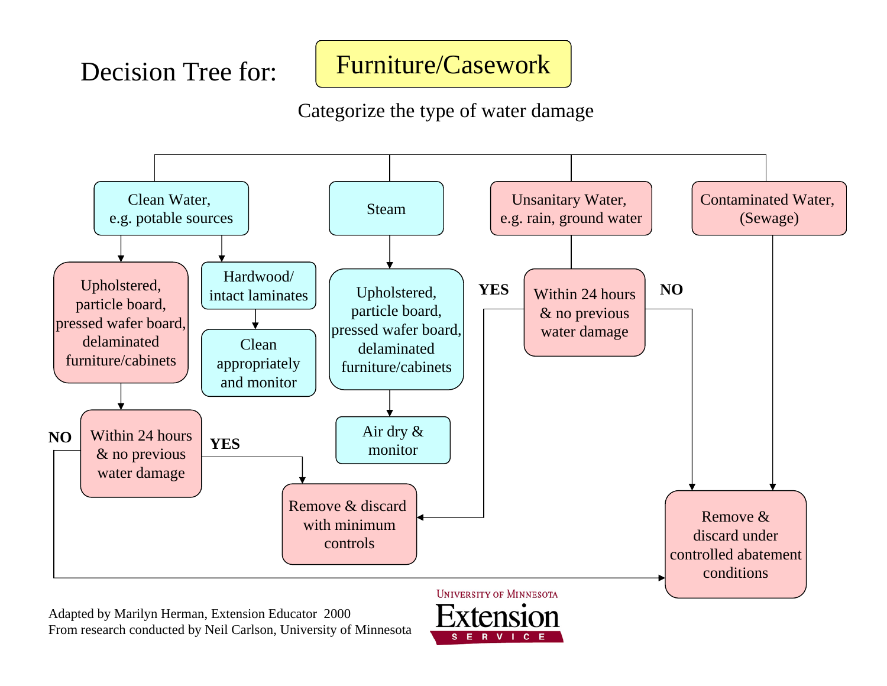# Decision Tree for: Furniture/Casework

Categorize the type of water damage

- **Clean Water, e.g. potable sources**
  - Upholstered, particle board, pressed wafer board, delaminated furniture/cabinets
    - Within 24 hours & no previous water damage
      - **YES** → Remove & discard with minimum controls
      - **NO** → Remove & discard under controlled abatement conditions
  - Hardwood/ intact laminates
    - Clean appropriately and monitor
- **Steam**
  - Upholstered, particle board, pressed wafer board, delaminated furniture/cabinets
    - Air dry & monitor
- **Unsanitary Water, e.g. rain, ground water**
  - Within 24 hours & no previous water damage
    - **YES** → Remove & discard with minimum controls
    - **NO** → Remove & discard under controlled abatement conditions
- **Contaminated Water, (Sewage)**
  - Remove & discard under controlled abatement conditions

Adapted by Marilyn Herman, Extension Educator 2000
From research conducted by Neil Carlson, University of Minnesota

University of Minnesota Extension Service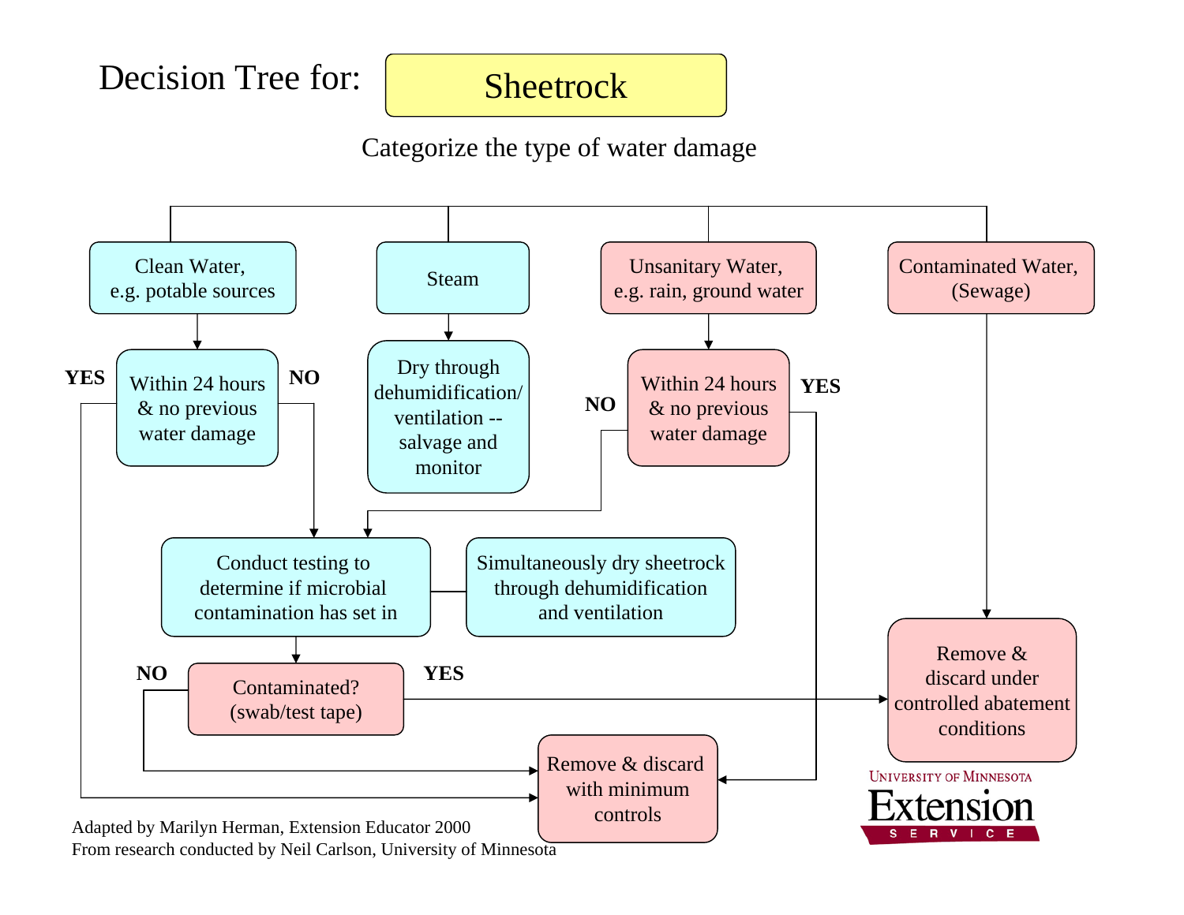# Decision Tree for: Sheetrock

Categorize the type of water damage

Clean Water, e.g. potable sources

Steam

Unsanitary Water, e.g. rain, ground water

Contaminated Water, (Sewage)

YES

Within 24 hours & no previous water damage

NO

Dry through dehumidification/ ventilation -- salvage and monitor

NO

Within 24 hours & no previous water damage

YES

Conduct testing to determine if microbial contamination has set in

Simultaneously dry sheetrock through dehumidification and ventilation

NO

Contaminated? (swab/test tape)

YES

Remove & discard under controlled abatement conditions

Remove & discard with minimum controls

Adapted by Marilyn Herman, Extension Educator 2000
From research conducted by Neil Carlson, University of Minnesota

University of Minnesota Extension Service